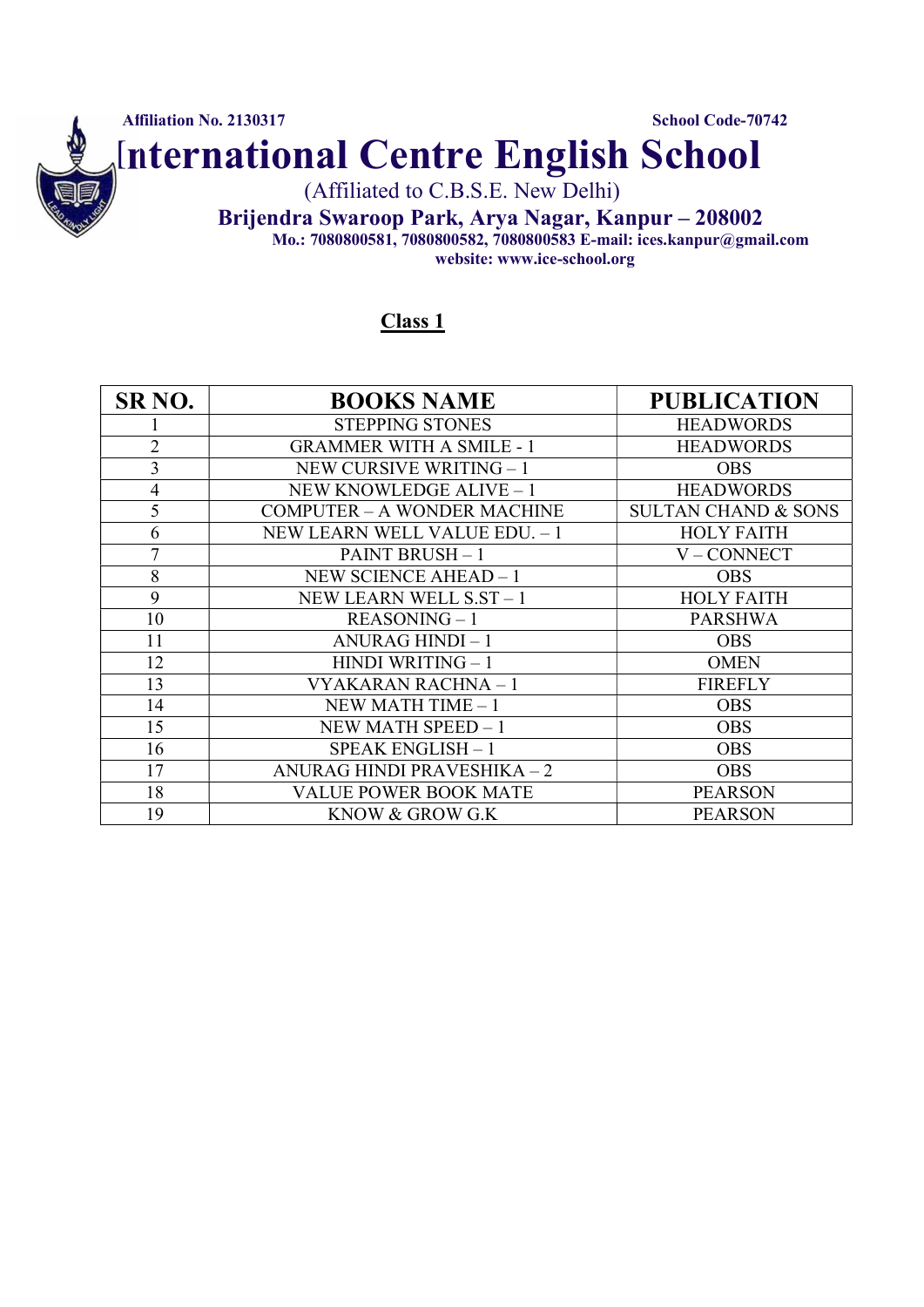Affiliation No. 2130317 School Code-70742

# International Centre English School

(Affiliated to C.B.S.E. New Delhi)

**Brijendra Swaroop Park, Arya Nagar, Kanpur – 208002**

**Mo.: 7080800581, 7080800582, 7080800583 E-mail: ices.kanpur@gmail.com**

**website: www.ice-school.org**

## Class 1

| SR NO. | BOOKS NAME | PUBLICATION |
|---|---|---|
| 1 | STEPPING STONES | HEADWORDS |
| 2 | GRAMMER WITH A SMILE - 1 | HEADWORDS |
| 3 | NEW CURSIVE WRITING – 1 | OBS |
| 4 | NEW KNOWLEDGE ALIVE – 1 | HEADWORDS |
| 5 | COMPUTER – A WONDER MACHINE | SULTAN CHAND & SONS |
| 6 | NEW LEARN WELL VALUE EDU. – 1 | HOLY FAITH |
| 7 | PAINT BRUSH – 1 | V – CONNECT |
| 8 | NEW SCIENCE AHEAD – 1 | OBS |
| 9 | NEW LEARN WELL S.ST – 1 | HOLY FAITH |
| 10 | REASONING – 1 | PARSHWA |
| 11 | ANURAG HINDI – 1 | OBS |
| 12 | HINDI WRITING – 1 | OMEN |
| 13 | VYAKARAN RACHNA – 1 | FIREFLY |
| 14 | NEW MATH TIME – 1 | OBS |
| 15 | NEW MATH SPEED – 1 | OBS |
| 16 | SPEAK ENGLISH – 1 | OBS |
| 17 | ANURAG HINDI PRAVESHIKA – 2 | OBS |
| 18 | VALUE POWER BOOK MATE | PEARSON |
| 19 | KNOW & GROW G.K | PEARSON |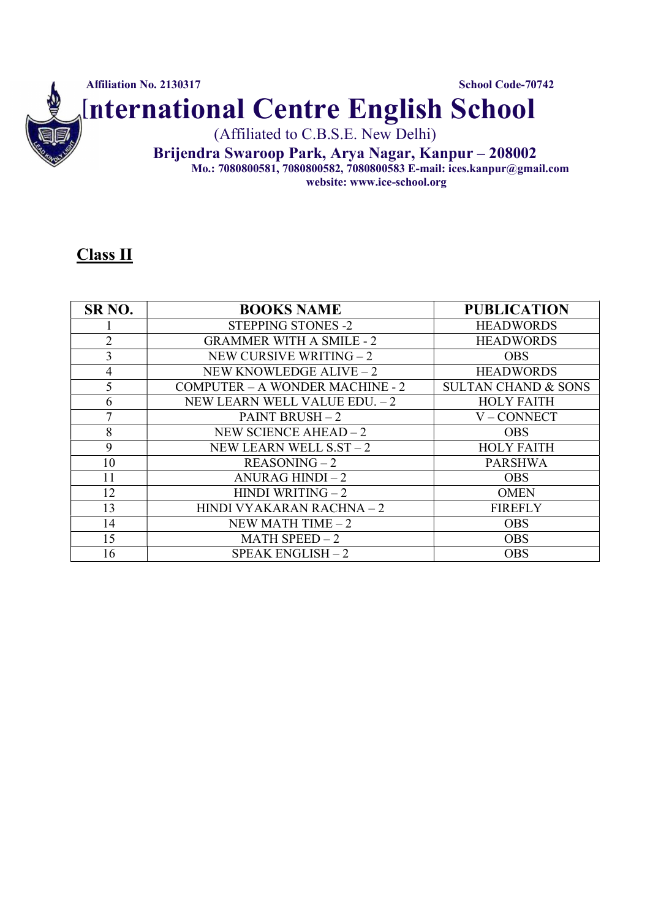Affiliation No. 2130317 School Code-70742

# International Centre English School

(Affiliated to C.B.S.E. New Delhi)

**Brijendra Swaroop Park, Arya Nagar, Kanpur – 208002**

**Mo.: 7080800581, 7080800582, 7080800583 E-mail: ices.kanpur@gmail.com**

**website: www.ice-school.org**

## Class II

| SR NO. | BOOKS NAME | PUBLICATION |
|---|---|---|
| 1 | STEPPING STONES -2 | HEADWORDS |
| 2 | GRAMMER WITH A SMILE - 2 | HEADWORDS |
| 3 | NEW CURSIVE WRITING – 2 | OBS |
| 4 | NEW KNOWLEDGE ALIVE – 2 | HEADWORDS |
| 5 | COMPUTER – A WONDER MACHINE - 2 | SULTAN CHAND & SONS |
| 6 | NEW LEARN WELL VALUE EDU. – 2 | HOLY FAITH |
| 7 | PAINT BRUSH – 2 | V – CONNECT |
| 8 | NEW SCIENCE AHEAD – 2 | OBS |
| 9 | NEW LEARN WELL S.ST – 2 | HOLY FAITH |
| 10 | REASONING – 2 | PARSHWA |
| 11 | ANURAG HINDI – 2 | OBS |
| 12 | HINDI WRITING – 2 | OMEN |
| 13 | HINDI VYAKARAN RACHNA – 2 | FIREFLY |
| 14 | NEW MATH TIME – 2 | OBS |
| 15 | MATH SPEED – 2 | OBS |
| 16 | SPEAK ENGLISH – 2 | OBS |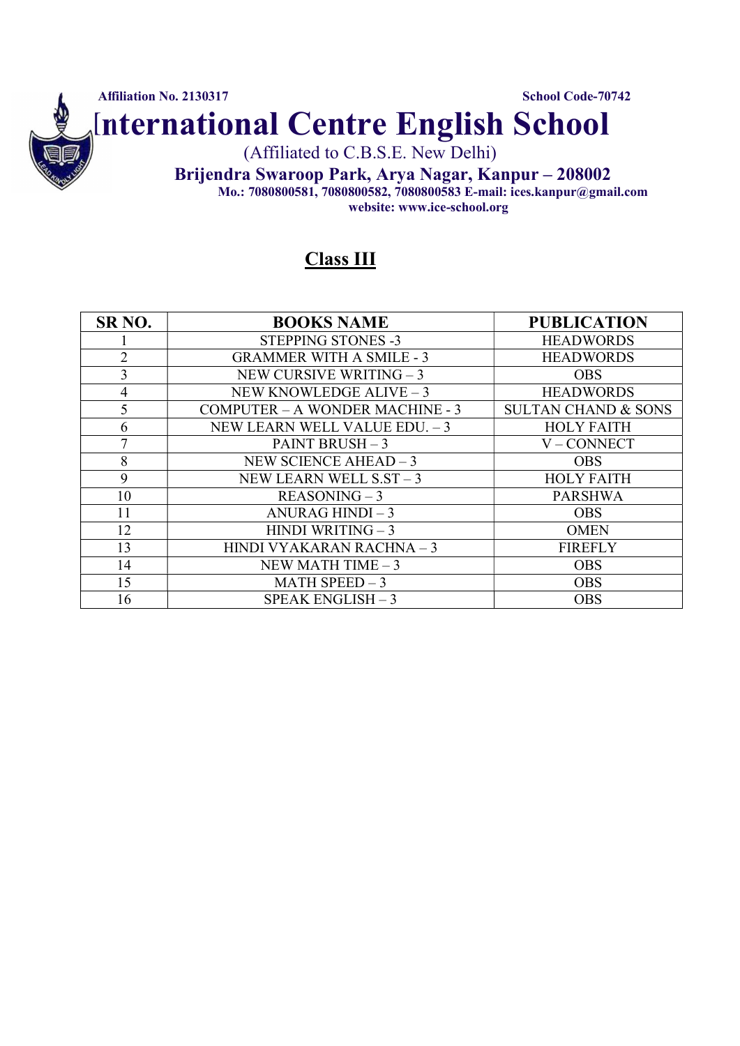Affiliation No. 2130317 School Code-70742

# International Centre English School

(Affiliated to C.B.S.E. New Delhi)

**Brijendra Swaroop Park, Arya Nagar, Kanpur – 208002**

**Mo.: 7080800581, 7080800582, 7080800583 E-mail: ices.kanpur@gmail.com**

**website: www.ice-school.org**

## Class III

| SR NO. | BOOKS NAME | PUBLICATION |
|---|---|---|
| 1 | STEPPING STONES -3 | HEADWORDS |
| 2 | GRAMMER WITH A SMILE - 3 | HEADWORDS |
| 3 | NEW CURSIVE WRITING – 3 | OBS |
| 4 | NEW KNOWLEDGE ALIVE – 3 | HEADWORDS |
| 5 | COMPUTER – A WONDER MACHINE - 3 | SULTAN CHAND & SONS |
| 6 | NEW LEARN WELL VALUE EDU. – 3 | HOLY FAITH |
| 7 | PAINT BRUSH – 3 | V – CONNECT |
| 8 | NEW SCIENCE AHEAD – 3 | OBS |
| 9 | NEW LEARN WELL S.ST – 3 | HOLY FAITH |
| 10 | REASONING – 3 | PARSHWA |
| 11 | ANURAG HINDI – 3 | OBS |
| 12 | HINDI WRITING – 3 | OMEN |
| 13 | HINDI VYAKARAN RACHNA – 3 | FIREFLY |
| 14 | NEW MATH TIME – 3 | OBS |
| 15 | MATH SPEED – 3 | OBS |
| 16 | SPEAK ENGLISH – 3 | OBS |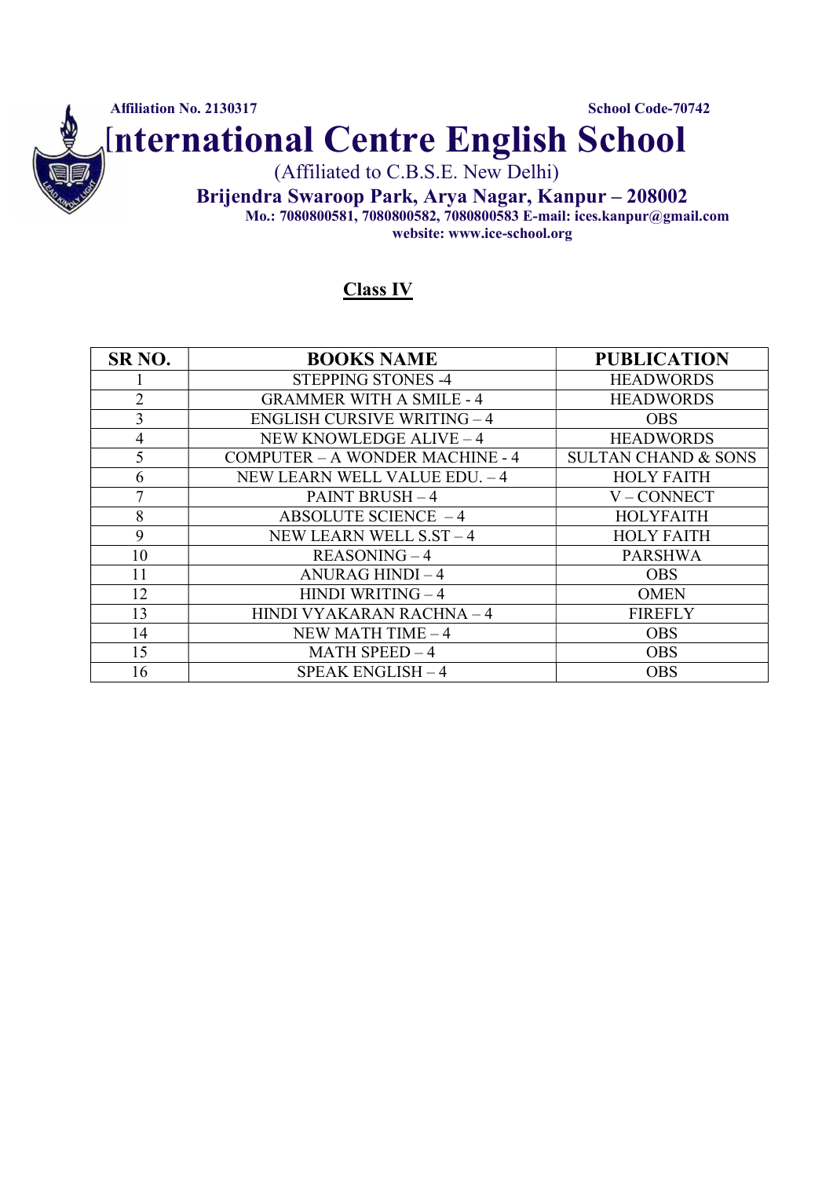Affiliation No. 2130317 School Code-70742

# International Centre English School

(Affiliated to C.B.S.E. New Delhi)

**Brijendra Swaroop Park, Arya Nagar, Kanpur – 208002**

**Mo.: 7080800581, 7080800582, 7080800583 E-mail: ices.kanpur@gmail.com**

**website: www.ice-school.org**

## Class IV

| SR NO. | BOOKS NAME | PUBLICATION |
|---|---|---|
| 1 | STEPPING STONES -4 | HEADWORDS |
| 2 | GRAMMER WITH A SMILE - 4 | HEADWORDS |
| 3 | ENGLISH CURSIVE WRITING – 4 | OBS |
| 4 | NEW KNOWLEDGE ALIVE – 4 | HEADWORDS |
| 5 | COMPUTER – A WONDER MACHINE - 4 | SULTAN CHAND & SONS |
| 6 | NEW LEARN WELL VALUE EDU. – 4 | HOLY FAITH |
| 7 | PAINT BRUSH – 4 | V – CONNECT |
| 8 | ABSOLUTE SCIENCE – 4 | HOLYFAITH |
| 9 | NEW LEARN WELL S.ST – 4 | HOLY FAITH |
| 10 | REASONING – 4 | PARSHWA |
| 11 | ANURAG HINDI – 4 | OBS |
| 12 | HINDI WRITING – 4 | OMEN |
| 13 | HINDI VYAKARAN RACHNA – 4 | FIREFLY |
| 14 | NEW MATH TIME – 4 | OBS |
| 15 | MATH SPEED – 4 | OBS |
| 16 | SPEAK ENGLISH – 4 | OBS |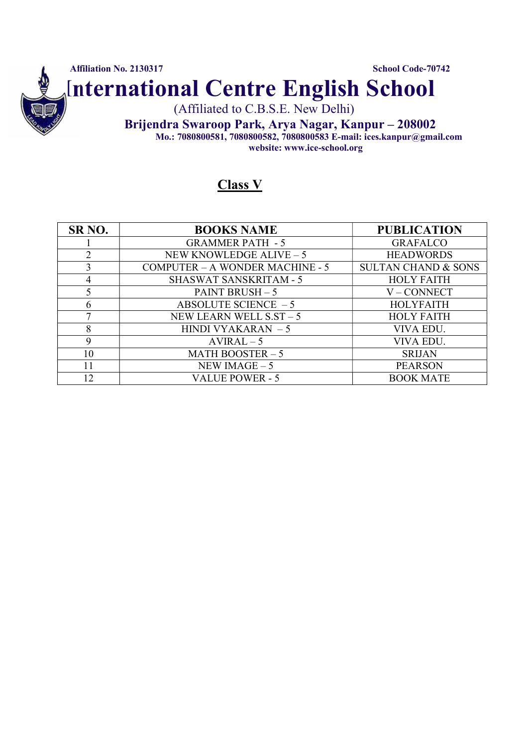Affiliation No. 2130317 School Code-70742

# International Centre English School

(Affiliated to C.B.S.E. New Delhi)

**Brijendra Swaroop Park, Arya Nagar, Kanpur – 208002**

**Mo.: 7080800581, 7080800582, 7080800583 E-mail: ices.kanpur@gmail.com**

**website: www.ice-school.org**

## Class V

| SR NO. | BOOKS NAME | PUBLICATION |
|---|---|---|
| 1 | GRAMMER PATH - 5 | GRAFALCO |
| 2 | NEW KNOWLEDGE ALIVE – 5 | HEADWORDS |
| 3 | COMPUTER – A WONDER MACHINE - 5 | SULTAN CHAND & SONS |
| 4 | SHASWAT SANSKRITAM - 5 | HOLY FAITH |
| 5 | PAINT BRUSH – 5 | V – CONNECT |
| 6 | ABSOLUTE SCIENCE – 5 | HOLYFAITH |
| 7 | NEW LEARN WELL S.ST – 5 | HOLY FAITH |
| 8 | HINDI VYAKARAN – 5 | VIVA EDU. |
| 9 | AVIRAL – 5 | VIVA EDU. |
| 10 | MATH BOOSTER – 5 | SRIJAN |
| 11 | NEW IMAGE – 5 | PEARSON |
| 12 | VALUE POWER - 5 | BOOK MATE |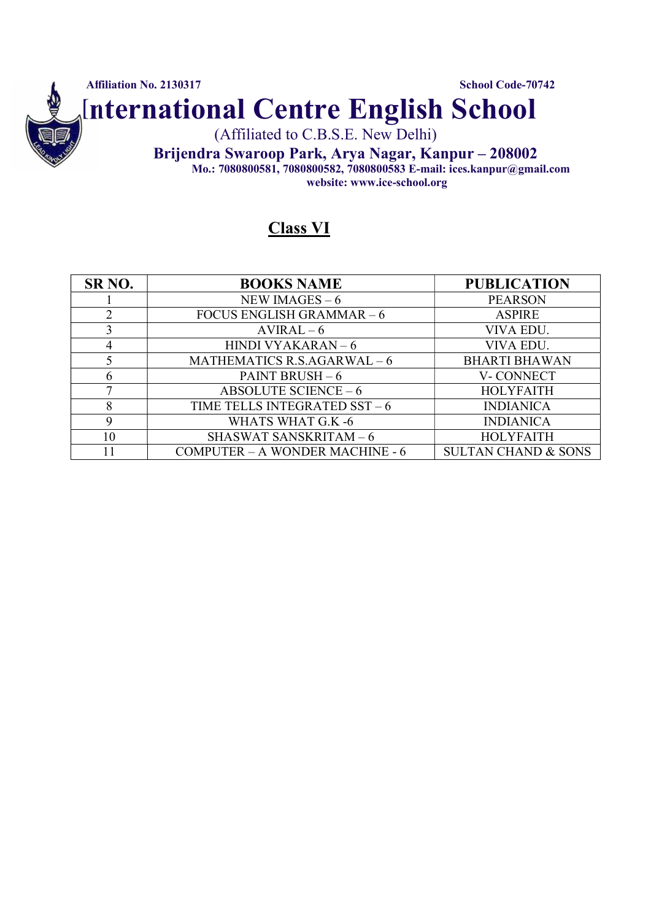**Affiliation No. 2130317** **School Code-70742**

# International Centre English School

(Affiliated to C.B.S.E. New Delhi)

**Brijendra Swaroop Park, Arya Nagar, Kanpur – 208002**

**Mo.: 7080800581, 7080800582, 7080800583 E-mail: ices.kanpur@gmail.com**

**website: www.ice-school.org**

## Class VI

| SR NO. | BOOKS NAME | PUBLICATION |
|---|---|---|
| 1 | NEW IMAGES – 6 | PEARSON |
| 2 | FOCUS ENGLISH GRAMMAR – 6 | ASPIRE |
| 3 | AVIRAL – 6 | VIVA EDU. |
| 4 | HINDI VYAKARAN – 6 | VIVA EDU. |
| 5 | MATHEMATICS R.S.AGARWAL – 6 | BHARTI BHAWAN |
| 6 | PAINT BRUSH – 6 | V- CONNECT |
| 7 | ABSOLUTE SCIENCE – 6 | HOLYFAITH |
| 8 | TIME TELLS INTEGRATED SST – 6 | INDIANICA |
| 9 | WHATS WHAT G.K -6 | INDIANICA |
| 10 | SHASWAT SANSKRITAM – 6 | HOLYFAITH |
| 11 | COMPUTER – A WONDER MACHINE - 6 | SULTAN CHAND & SONS |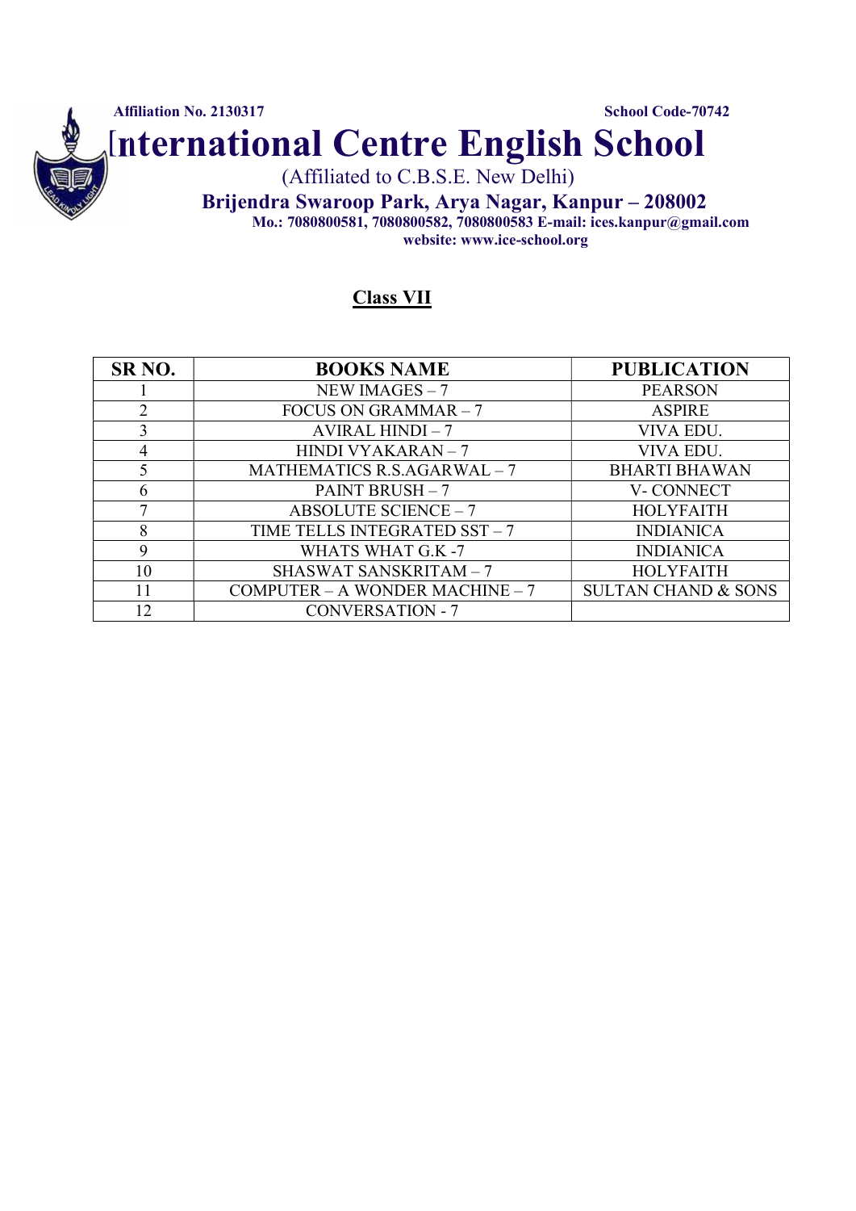Affiliation No. 2130317 School Code-70742

# International Centre English School

(Affiliated to C.B.S.E. New Delhi)

**Brijendra Swaroop Park, Arya Nagar, Kanpur – 208002**

**Mo.: 7080800581, 7080800582, 7080800583 E-mail: ices.kanpur@gmail.com**

**website: www.ice-school.org**

## Class VII

| SR NO. | BOOKS NAME | PUBLICATION |
|---|---|---|
| 1 | NEW IMAGES – 7 | PEARSON |
| 2 | FOCUS ON GRAMMAR – 7 | ASPIRE |
| 3 | AVIRAL HINDI – 7 | VIVA EDU. |
| 4 | HINDI VYAKARAN – 7 | VIVA EDU. |
| 5 | MATHEMATICS R.S.AGARWAL – 7 | BHARTI BHAWAN |
| 6 | PAINT BRUSH – 7 | V- CONNECT |
| 7 | ABSOLUTE SCIENCE – 7 | HOLYFAITH |
| 8 | TIME TELLS INTEGRATED SST – 7 | INDIANICA |
| 9 | WHATS WHAT G.K -7 | INDIANICA |
| 10 | SHASWAT SANSKRITAM – 7 | HOLYFAITH |
| 11 | COMPUTER – A WONDER MACHINE – 7 | SULTAN CHAND & SONS |
| 12 | CONVERSATION - 7 | |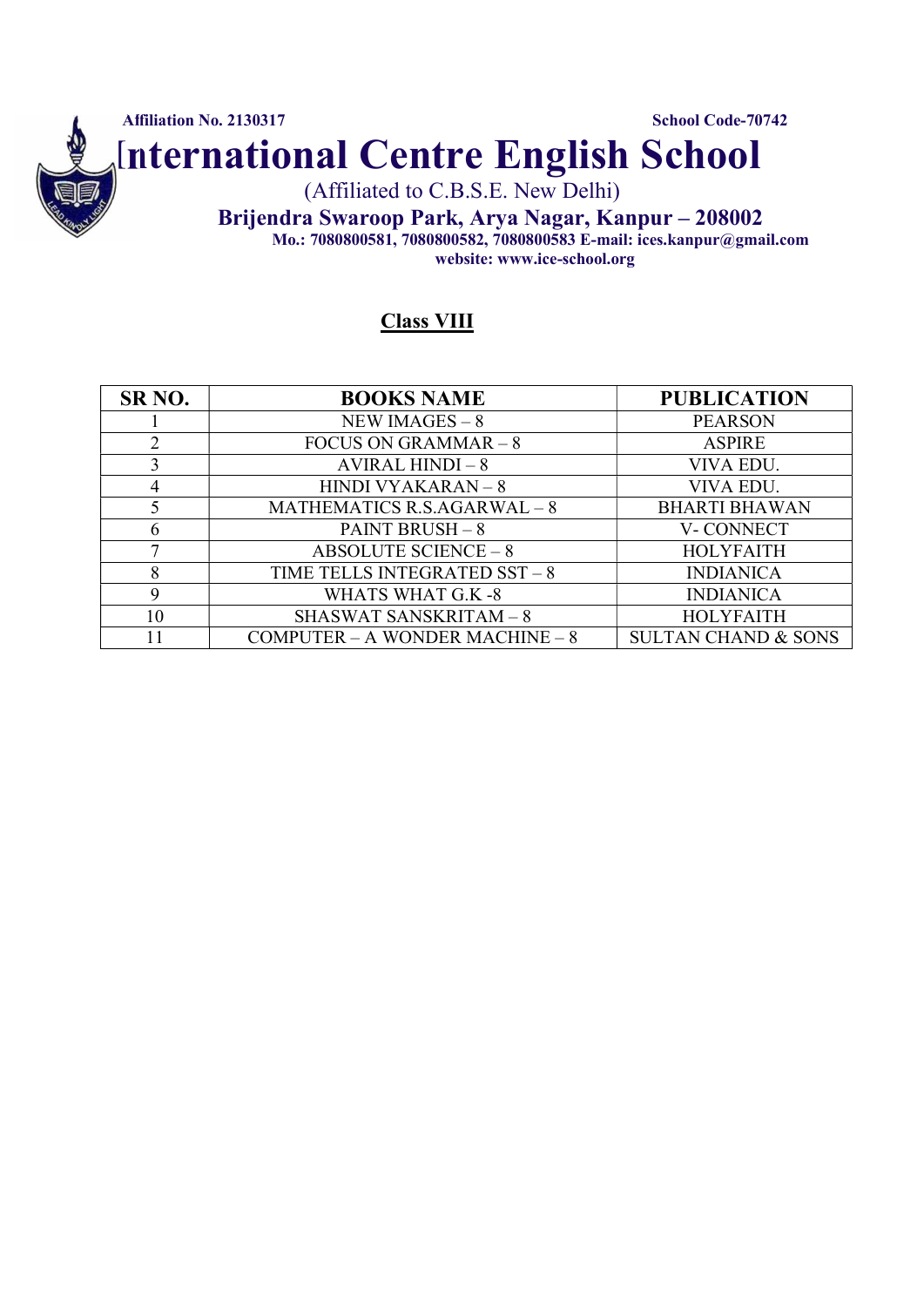Affiliation No. 2130317 School Code-70742

# International Centre English School

(Affiliated to C.B.S.E. New Delhi)

**Brijendra Swaroop Park, Arya Nagar, Kanpur – 208002**

**Mo.: 7080800581, 7080800582, 7080800583 E-mail: ices.kanpur@gmail.com**

**website: www.ice-school.org**

## Class VIII

| SR NO. | BOOKS NAME | PUBLICATION |
|---|---|---|
| 1 | NEW IMAGES – 8 | PEARSON |
| 2 | FOCUS ON GRAMMAR – 8 | ASPIRE |
| 3 | AVIRAL HINDI – 8 | VIVA EDU. |
| 4 | HINDI VYAKARAN – 8 | VIVA EDU. |
| 5 | MATHEMATICS R.S.AGARWAL – 8 | BHARTI BHAWAN |
| 6 | PAINT BRUSH – 8 | V- CONNECT |
| 7 | ABSOLUTE SCIENCE – 8 | HOLYFAITH |
| 8 | TIME TELLS INTEGRATED SST – 8 | INDIANICA |
| 9 | WHATS WHAT G.K -8 | INDIANICA |
| 10 | SHASWAT SANSKRITAM – 8 | HOLYFAITH |
| 11 | COMPUTER – A WONDER MACHINE – 8 | SULTAN CHAND & SONS |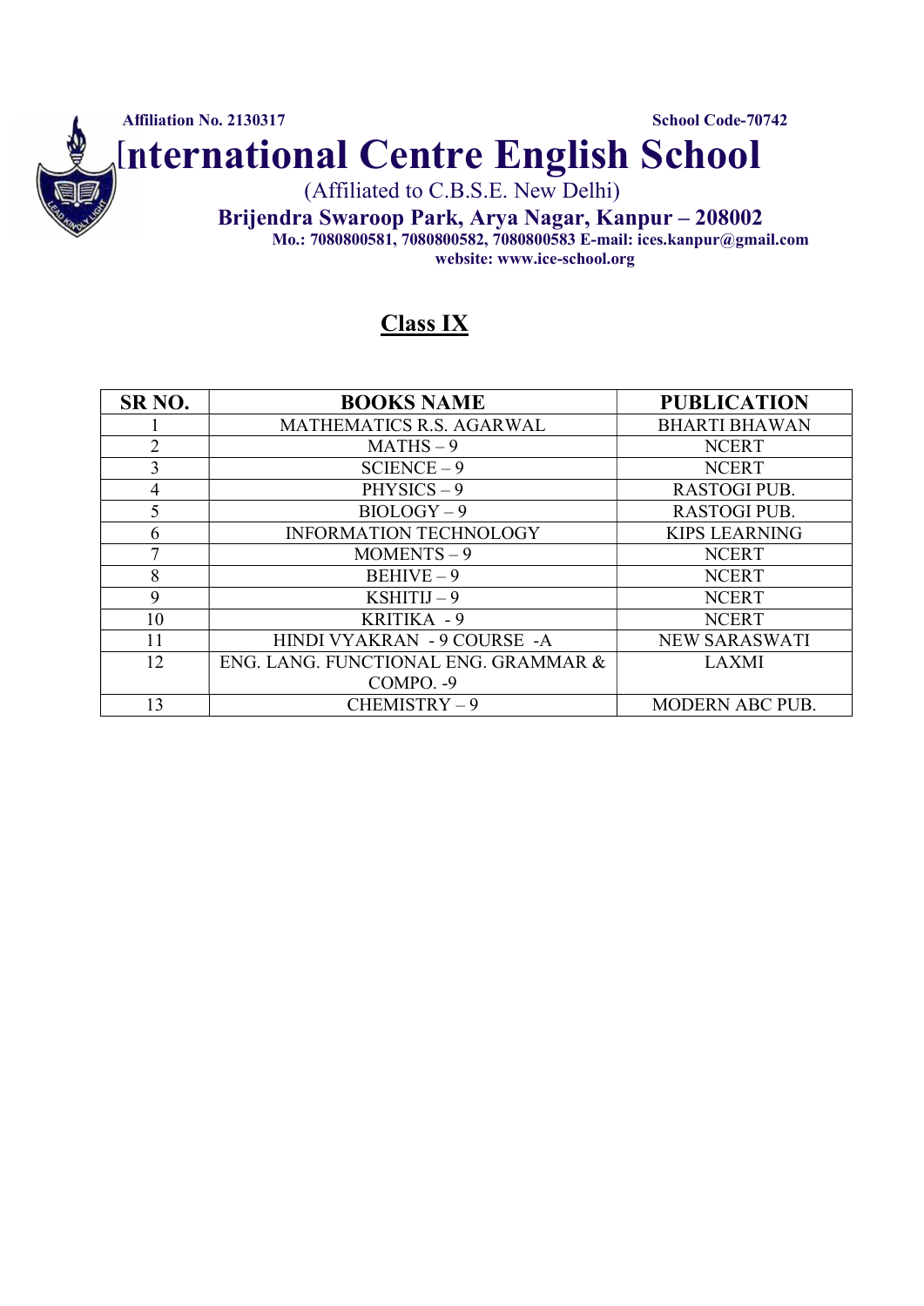Affiliation No. 2130317 School Code-70742

# International Centre English School

(Affiliated to C.B.S.E. New Delhi)

**Brijendra Swaroop Park, Arya Nagar, Kanpur – 208002**

**Mo.: 7080800581, 7080800582, 7080800583 E-mail: ices.kanpur@gmail.com**

**website: www.ice-school.org**

## Class IX

| SR NO. | BOOKS NAME | PUBLICATION |
|---|---|---|
| 1 | MATHEMATICS R.S. AGARWAL | BHARTI BHAWAN |
| 2 | MATHS – 9 | NCERT |
| 3 | SCIENCE – 9 | NCERT |
| 4 | PHYSICS – 9 | RASTOGI PUB. |
| 5 | BIOLOGY – 9 | RASTOGI PUB. |
| 6 | INFORMATION TECHNOLOGY | KIPS LEARNING |
| 7 | MOMENTS – 9 | NCERT |
| 8 | BEHIVE – 9 | NCERT |
| 9 | KSHITIJ – 9 | NCERT |
| 10 | KRITIKA - 9 | NCERT |
| 11 | HINDI VYAKRAN - 9 COURSE -A | NEW SARASWATI |
| 12 | ENG. LANG. FUNCTIONAL ENG. GRAMMAR & COMPO. -9 | LAXMI |
| 13 | CHEMISTRY – 9 | MODERN ABC PUB. |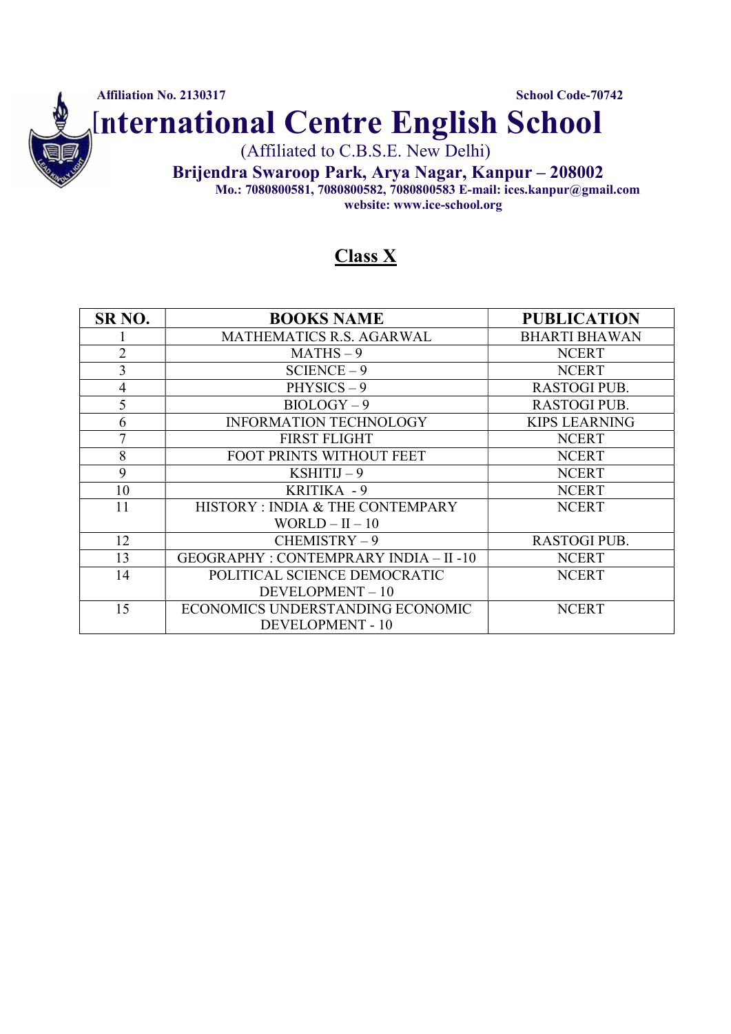Affiliation No. 2130317 School Code-70742

# International Centre English School

(Affiliated to C.B.S.E. New Delhi)

**Brijendra Swaroop Park, Arya Nagar, Kanpur – 208002**

**Mo.: 7080800581, 7080800582, 7080800583 E-mail: ices.kanpur@gmail.com**

**website: www.ice-school.org**

## Class X

| SR NO. | BOOKS NAME | PUBLICATION |
|---|---|---|
| 1 | MATHEMATICS R.S. AGARWAL | BHARTI BHAWAN |
| 2 | MATHS – 9 | NCERT |
| 3 | SCIENCE – 9 | NCERT |
| 4 | PHYSICS – 9 | RASTOGI PUB. |
| 5 | BIOLOGY – 9 | RASTOGI PUB. |
| 6 | INFORMATION TECHNOLOGY | KIPS LEARNING |
| 7 | FIRST FLIGHT | NCERT |
| 8 | FOOT PRINTS WITHOUT FEET | NCERT |
| 9 | KSHITIJ – 9 | NCERT |
| 10 | KRITIKA - 9 | NCERT |
| 11 | HISTORY : INDIA & THE CONTEMPARY WORLD – II – 10 | NCERT |
| 12 | CHEMISTRY – 9 | RASTOGI PUB. |
| 13 | GEOGRAPHY : CONTEMPRARY INDIA – II -10 | NCERT |
| 14 | POLITICAL SCIENCE DEMOCRATIC DEVELOPMENT – 10 | NCERT |
| 15 | ECONOMICS UNDERSTANDING ECONOMIC DEVELOPMENT - 10 | NCERT |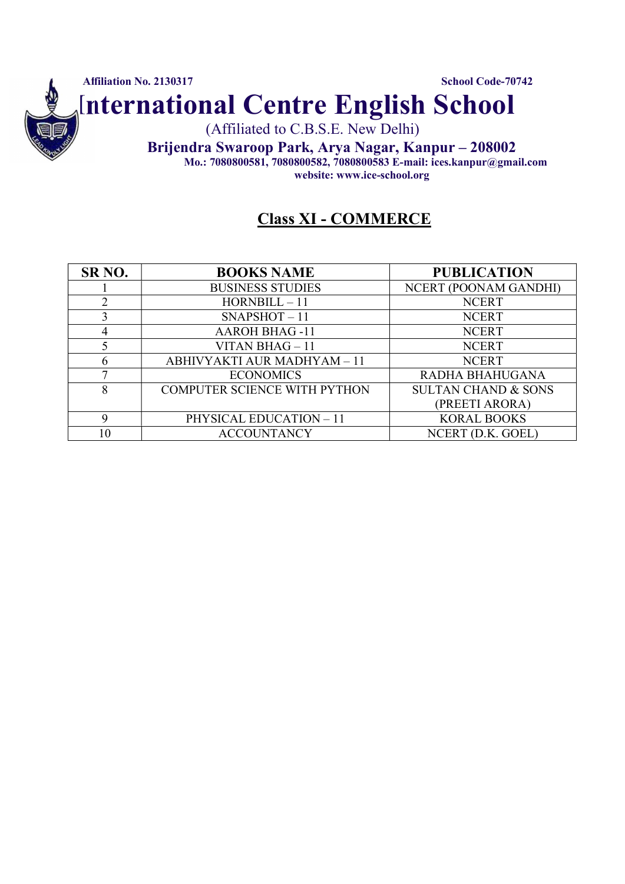Affiliation No. 2130317 School Code-70742

# International Centre English School

(Affiliated to C.B.S.E. New Delhi)

**Brijendra Swaroop Park, Arya Nagar, Kanpur – 208002**

**Mo.: 7080800581, 7080800582, 7080800583 E-mail: ices.kanpur@gmail.com**

**website: www.ice-school.org**

## Class XI - COMMERCE

| SR NO. | BOOKS NAME | PUBLICATION |
|---|---|---|
| 1 | BUSINESS STUDIES | NCERT (POONAM GANDHI) |
| 2 | HORNBILL – 11 | NCERT |
| 3 | SNAPSHOT – 11 | NCERT |
| 4 | AAROH BHAG -11 | NCERT |
| 5 | VITAN BHAG – 11 | NCERT |
| 6 | ABHIVYAKTI AUR MADHYAM – 11 | NCERT |
| 7 | ECONOMICS | RADHA BHAHUGANA |
| 8 | COMPUTER SCIENCE WITH PYTHON | SULTAN CHAND & SONS (PREETI ARORA) |
| 9 | PHYSICAL EDUCATION – 11 | KORAL BOOKS |
| 10 | ACCOUNTANCY | NCERT (D.K. GOEL) |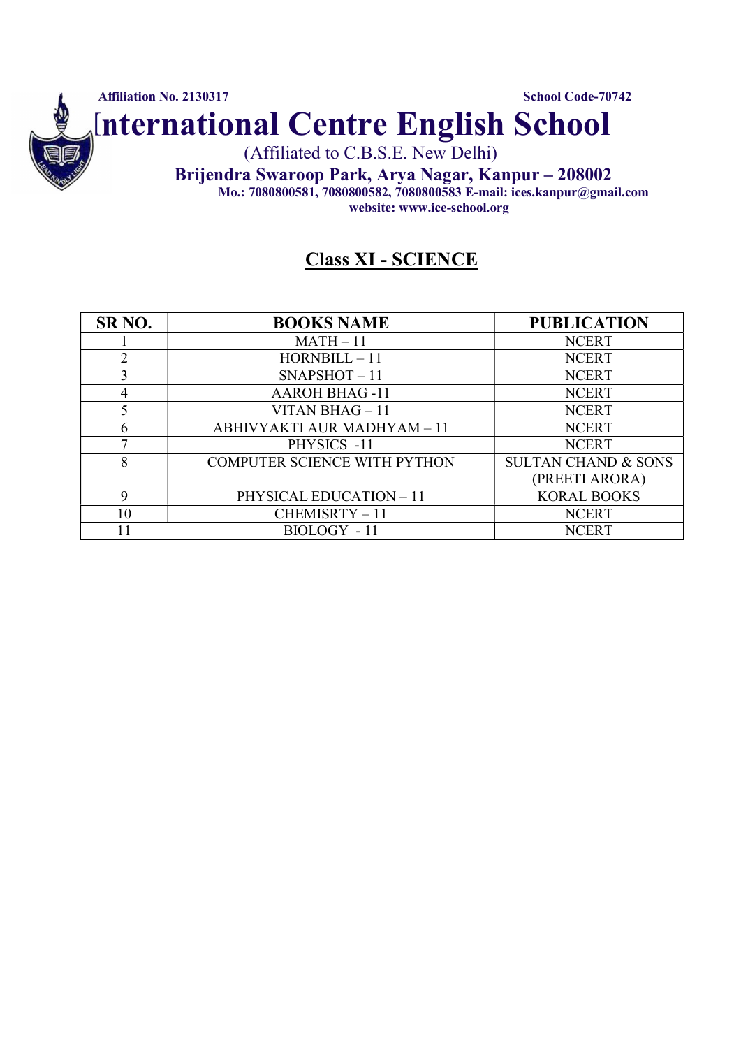Affiliation No. 2130317 School Code-70742

# International Centre English School

(Affiliated to C.B.S.E. New Delhi)

**Brijendra Swaroop Park, Arya Nagar, Kanpur – 208002**

**Mo.: 7080800581, 7080800582, 7080800583 E-mail: ices.kanpur@gmail.com**

**website: www.ice-school.org**

## Class XI - SCIENCE

| SR NO. | BOOKS NAME | PUBLICATION |
|---|---|---|
| 1 | MATH – 11 | NCERT |
| 2 | HORNBILL – 11 | NCERT |
| 3 | SNAPSHOT – 11 | NCERT |
| 4 | AAROH BHAG -11 | NCERT |
| 5 | VITAN BHAG – 11 | NCERT |
| 6 | ABHIVYAKTI AUR MADHYAM – 11 | NCERT |
| 7 | PHYSICS -11 | NCERT |
| 8 | COMPUTER SCIENCE WITH PYTHON | SULTAN CHAND & SONS (PREETI ARORA) |
| 9 | PHYSICAL EDUCATION – 11 | KORAL BOOKS |
| 10 | CHEMISRTY – 11 | NCERT |
| 11 | BIOLOGY - 11 | NCERT |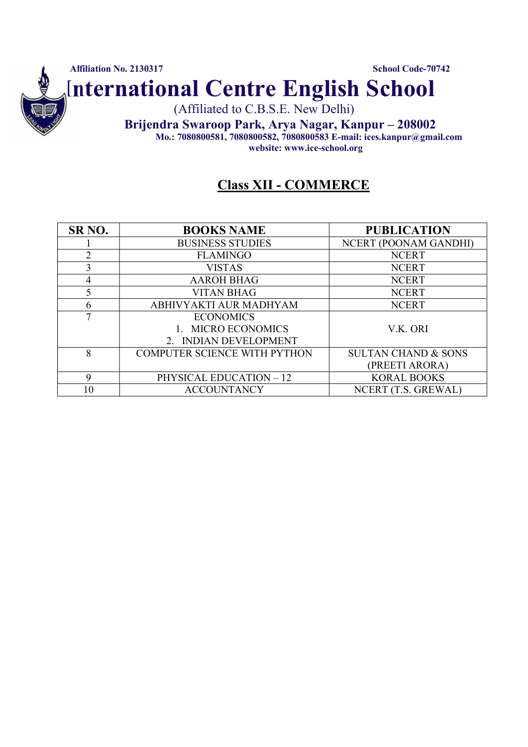**Affiliation No. 2130317** **School Code-70742**

# International Centre English School

(Affiliated to C.B.S.E. New Delhi)

**Brijendra Swaroop Park, Arya Nagar, Kanpur – 208002**

**Mo.: 7080800581, 7080800582, 7080800583 E-mail: ices.kanpur@gmail.com**

**website: www.ice-school.org**

## Class XII - COMMERCE

| SR NO. | BOOKS NAME | PUBLICATION |
|---|---|---|
| 1 | BUSINESS STUDIES | NCERT (POONAM GANDHI) |
| 2 | FLAMINGO | NCERT |
| 3 | VISTAS | NCERT |
| 4 | AAROH BHAG | NCERT |
| 5 | VITAN BHAG | NCERT |
| 6 | ABHIVYAKTI AUR MADHYAM | NCERT |
| 7 | ECONOMICS<br>1. MICRO ECONOMICS<br>2. INDIAN DEVELOPMENT | V.K. ORI |
| 8 | COMPUTER SCIENCE WITH PYTHON | SULTAN CHAND & SONS (PREETI ARORA) |
| 9 | PHYSICAL EDUCATION – 12 | KORAL BOOKS |
| 10 | ACCOUNTANCY | NCERT (T.S. GREWAL) |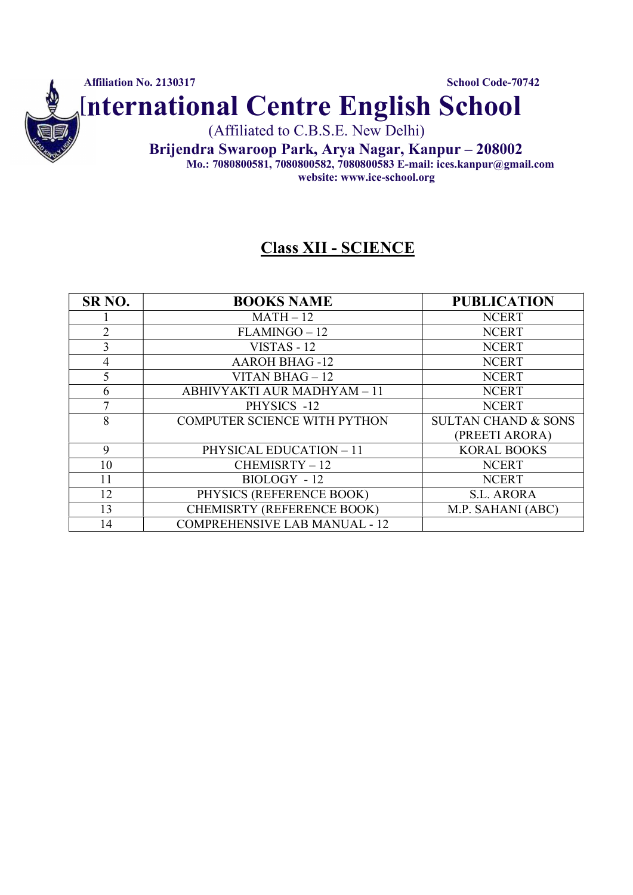Affiliation No. 2130317 School Code-70742

# International Centre English School

(Affiliated to C.B.S.E. New Delhi)

**Brijendra Swaroop Park, Arya Nagar, Kanpur – 208002**

**Mo.: 7080800581, 7080800582, 7080800583 E-mail: ices.kanpur@gmail.com**

**website: www.ice-school.org**

## Class XII - SCIENCE

| SR NO. | BOOKS NAME | PUBLICATION |
|---|---|---|
| 1 | MATH – 12 | NCERT |
| 2 | FLAMINGO – 12 | NCERT |
| 3 | VISTAS - 12 | NCERT |
| 4 | AAROH BHAG -12 | NCERT |
| 5 | VITAN BHAG – 12 | NCERT |
| 6 | ABHIVYAKTI AUR MADHYAM – 11 | NCERT |
| 7 | PHYSICS -12 | NCERT |
| 8 | COMPUTER SCIENCE WITH PYTHON | SULTAN CHAND & SONS (PREETI ARORA) |
| 9 | PHYSICAL EDUCATION – 11 | KORAL BOOKS |
| 10 | CHEMISRTY – 12 | NCERT |
| 11 | BIOLOGY - 12 | NCERT |
| 12 | PHYSICS (REFERENCE BOOK) | S.L. ARORA |
| 13 | CHEMISRTY (REFERENCE BOOK) | M.P. SAHANI (ABC) |
| 14 | COMPREHENSIVE LAB MANUAL - 12 | |